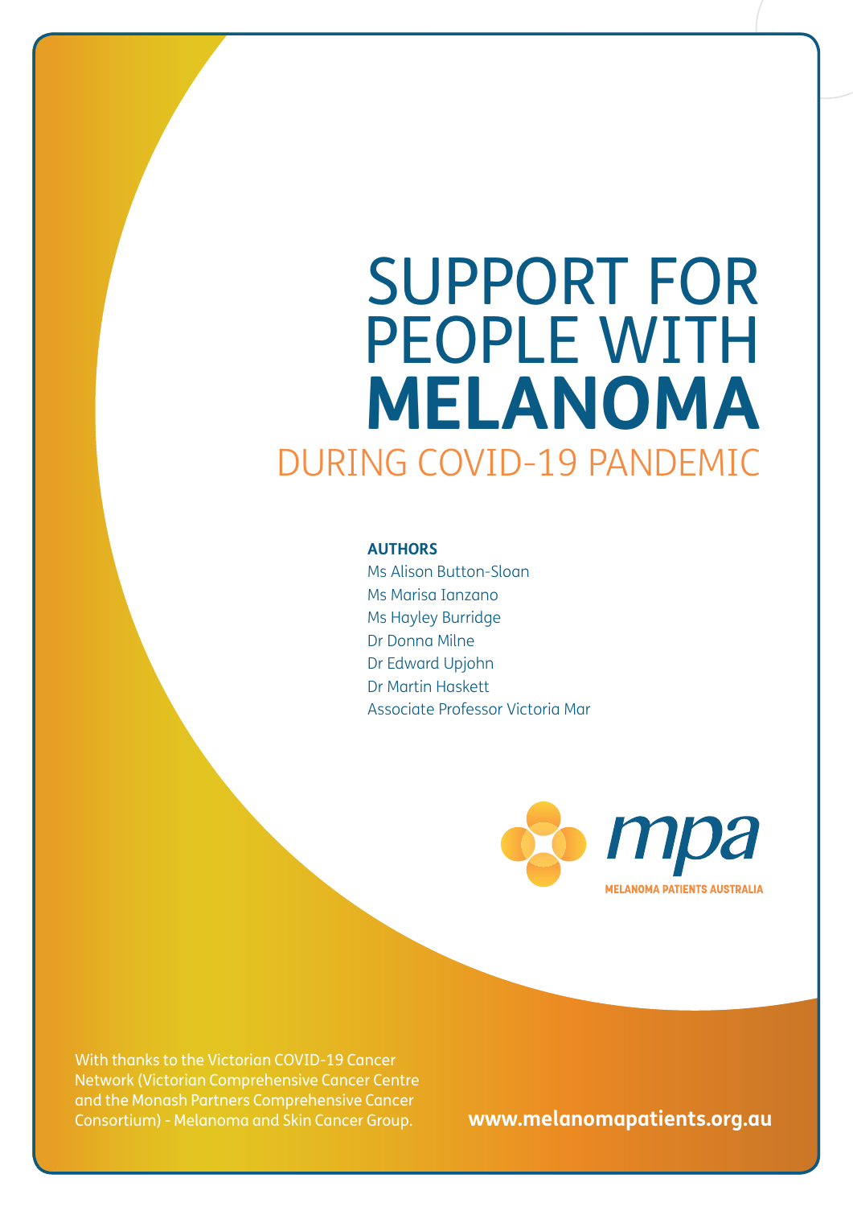# SUPPORT FOR PEOPLE WITH **MELANOMA**

## DURING COVID-19 PANDEMIC

**AUTHORS**

Ms Alison Button-Sloan
Ms Marisa Ianzano
Ms Hayley Burridge
Dr Donna Milne
Dr Edward Upjohn
Dr Martin Haskett
Associate Professor Victoria Mar

mpa
MELANOMA PATIENTS AUSTRALIA

With thanks to the Victorian COVID-19 Cancer Network (Victorian Comprehensive Cancer Centre and the Monash Partners Comprehensive Cancer Consortium) - Melanoma and Skin Cancer Group.

**www.melanomapatients.org.au**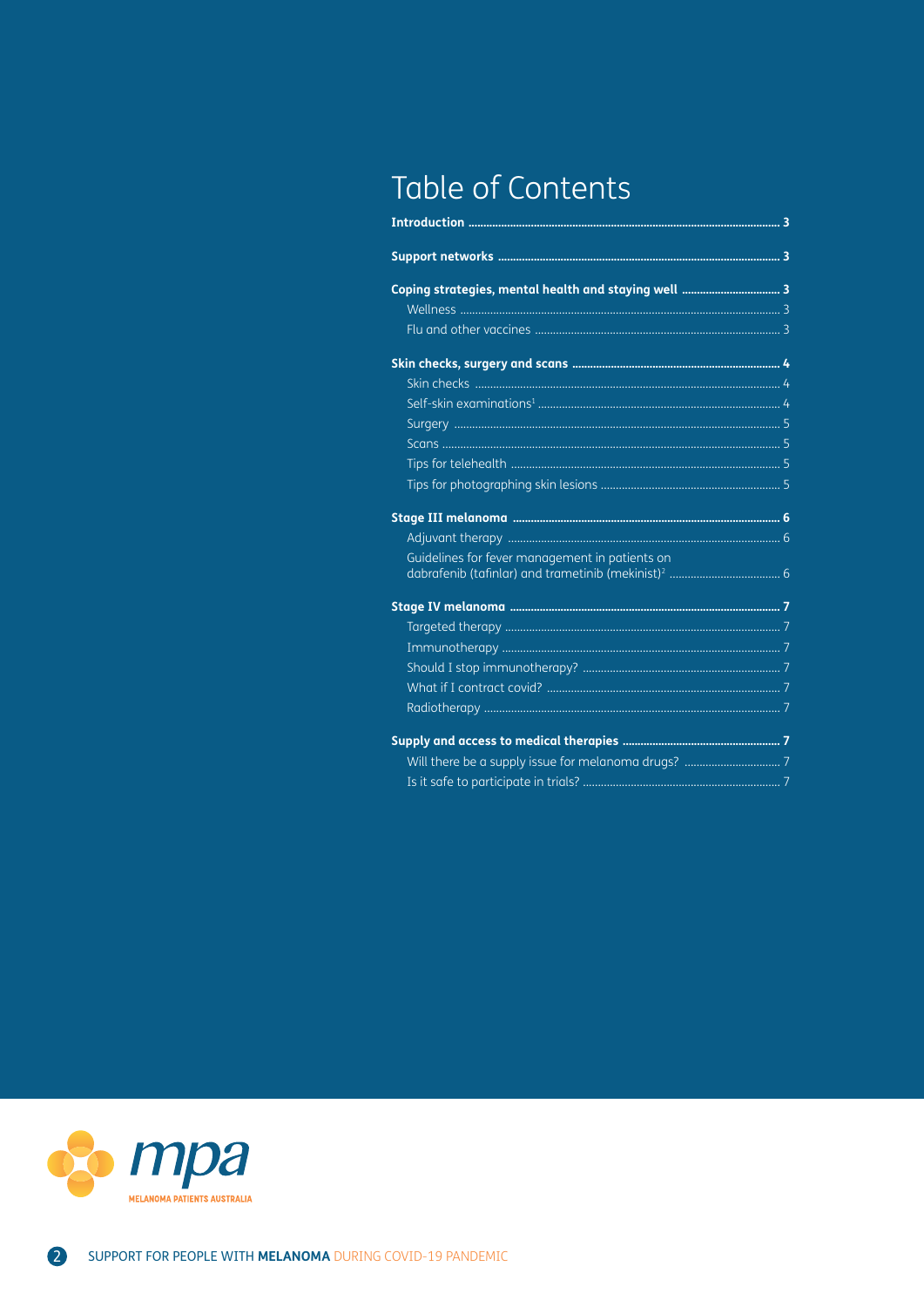# Table of Contents

**Introduction** .......... **3**

**Support networks** .......... **3**

**Coping strategies, mental health and staying well** .......... **3**
- Wellness .......... 3
- Flu and other vaccines .......... 3

**Skin checks, surgery and scans** .......... **4**
- Skin checks .......... 4
- Self-skin examinations[1] .......... 4
- Surgery .......... 5
- Scans .......... 5
- Tips for telehealth .......... 5
- Tips for photographing skin lesions .......... 5

**Stage III melanoma** .......... **6**
- Adjuvant therapy .......... 6
- Guidelines for fever management in patients on dabrafenib (tafinlar) and trametinib (mekinist)[2] .......... 6

**Stage IV melanoma** .......... **7**
- Targeted therapy .......... 7
- Immunotherapy .......... 7
- Should I stop immunotherapy? .......... 7
- What if I contract covid? .......... 7
- Radiotherapy .......... 7

**Supply and access to medical therapies** .......... **7**
- Will there be a supply issue for melanoma drugs? .......... 7
- Is it safe to participate in trials? .......... 7

mpa
MELANOMA PATIENTS AUSTRALIA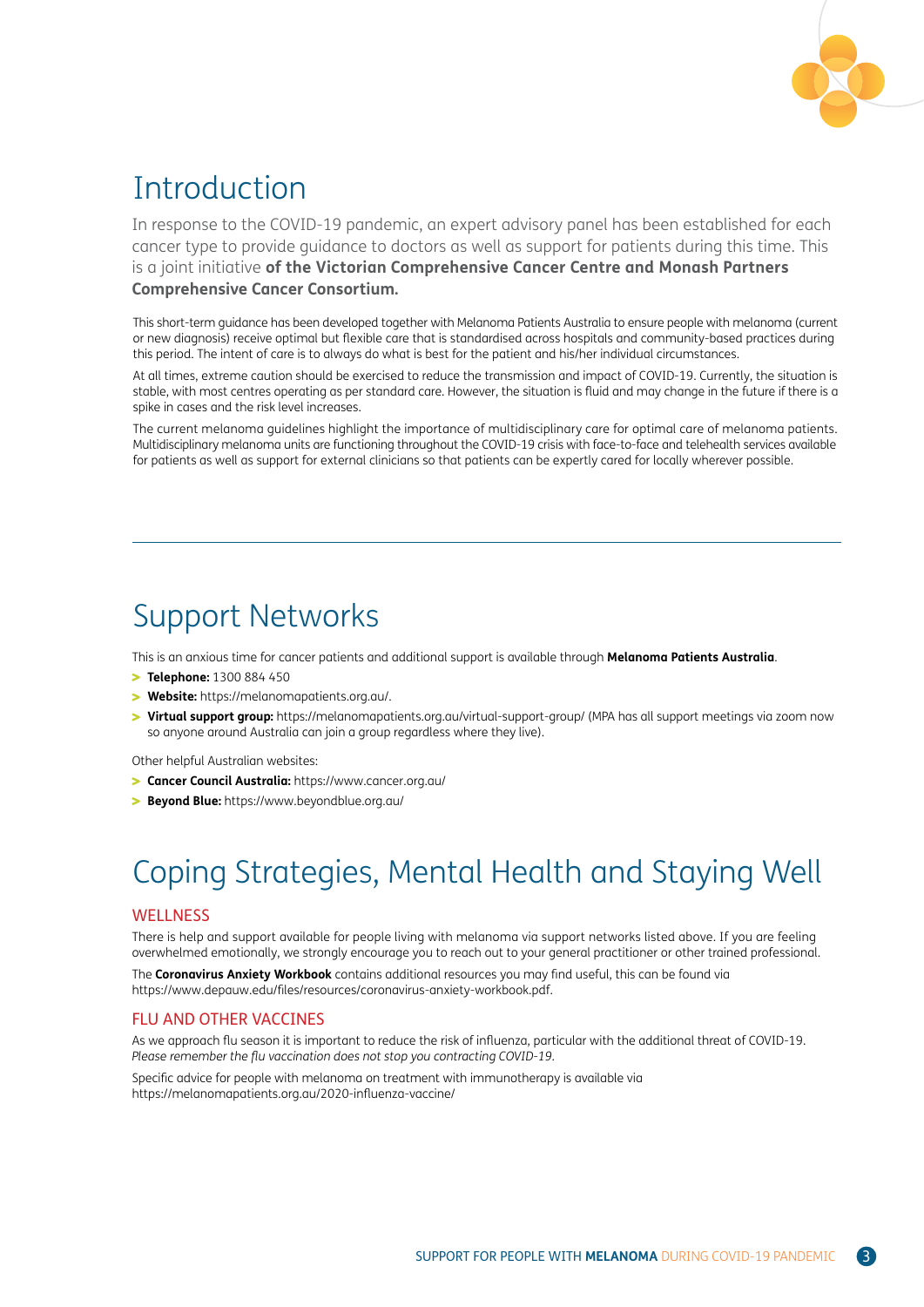# Introduction

In response to the COVID-19 pandemic, an expert advisory panel has been established for each cancer type to provide guidance to doctors as well as support for patients during this time. This is a joint initiative **of the Victorian Comprehensive Cancer Centre and Monash Partners Comprehensive Cancer Consortium.**

This short-term guidance has been developed together with Melanoma Patients Australia to ensure people with melanoma (current or new diagnosis) receive optimal but flexible care that is standardised across hospitals and community-based practices during this period. The intent of care is to always do what is best for the patient and his/her individual circumstances.

At all times, extreme caution should be exercised to reduce the transmission and impact of COVID-19. Currently, the situation is stable, with most centres operating as per standard care. However, the situation is fluid and may change in the future if there is a spike in cases and the risk level increases.

The current melanoma guidelines highlight the importance of multidisciplinary care for optimal care of melanoma patients. Multidisciplinary melanoma units are functioning throughout the COVID-19 crisis with face-to-face and telehealth services available for patients as well as support for external clinicians so that patients can be expertly cared for locally wherever possible.

# Support Networks

This is an anxious time for cancer patients and additional support is available through **Melanoma Patients Australia**.

- **Telephone:** 1300 884 450
- **Website:** https://melanomapatients.org.au/.
- **Virtual support group:** https://melanomapatients.org.au/virtual-support-group/ (MPA has all support meetings via zoom now so anyone around Australia can join a group regardless where they live).

Other helpful Australian websites:

- **Cancer Council Australia:** https://www.cancer.org.au/
- **Beyond Blue:** https://www.beyondblue.org.au/

# Coping Strategies, Mental Health and Staying Well

## WELLNESS

There is help and support available for people living with melanoma via support networks listed above. If you are feeling overwhelmed emotionally, we strongly encourage you to reach out to your general practitioner or other trained professional.

The **Coronavirus Anxiety Workbook** contains additional resources you may find useful, this can be found via https://www.depauw.edu/files/resources/coronavirus-anxiety-workbook.pdf.

## FLU AND OTHER VACCINES

As we approach flu season it is important to reduce the risk of influenza, particular with the additional threat of COVID-19. *Please remember the flu vaccination does not stop you contracting COVID-19.*

Specific advice for people with melanoma on treatment with immunotherapy is available via https://melanomapatients.org.au/2020-influenza-vaccine/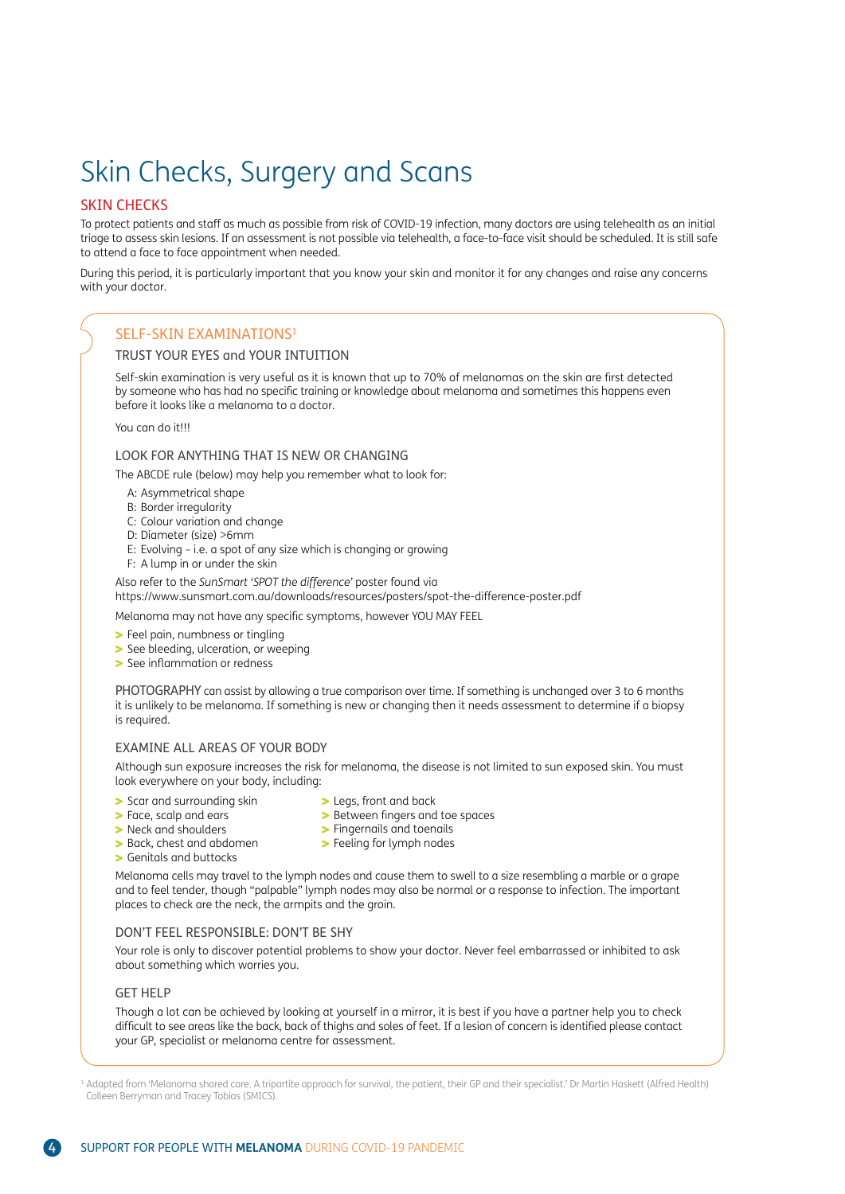# Skin Checks, Surgery and Scans

## SKIN CHECKS

To protect patients and staff as much as possible from risk of COVID-19 infection, many doctors are using telehealth as an initial triage to assess skin lesions. If an assessment is not possible via telehealth, a face-to-face visit should be scheduled. It is still safe to attend a face to face appointment when needed.

During this period, it is particularly important that you know your skin and monitor it for any changes and raise any concerns with your doctor.

### SELF-SKIN EXAMINATIONS[1]

#### TRUST YOUR EYES and YOUR INTUITION

Self-skin examination is very useful as it is known that up to 70% of melanomas on the skin are first detected by someone who has had no specific training or knowledge about melanoma and sometimes this happens even before it looks like a melanoma to a doctor.

You can do it!!!

#### LOOK FOR ANYTHING THAT IS NEW OR CHANGING

The ABCDE rule (below) may help you remember what to look for:

- A: Asymmetrical shape
- B: Border irregularity
- C: Colour variation and change
- D: Diameter (size) >6mm
- E: Evolving – i.e. a spot of any size which is changing or growing
- F: A lump in or under the skin

Also refer to the *SunSmart 'SPOT the difference'* poster found via https://www.sunsmart.com.au/downloads/resources/posters/spot-the-difference-poster.pdf

Melanoma may not have any specific symptoms, however YOU MAY FEEL

- Feel pain, numbness or tingling
- See bleeding, ulceration, or weeping
- See inflammation or redness

PHOTOGRAPHY can assist by allowing a true comparison over time. If something is unchanged over 3 to 6 months it is unlikely to be melanoma. If something is new or changing then it needs assessment to determine if a biopsy is required.

#### EXAMINE ALL AREAS OF YOUR BODY

Although sun exposure increases the risk for melanoma, the disease is not limited to sun exposed skin. You must look everywhere on your body, including:

- Scar and surrounding skin
- Face, scalp and ears
- Neck and shoulders
- Back, chest and abdomen
- Genitals and buttocks
- Legs, front and back
- Between fingers and toe spaces
- Fingernails and toenails
- Feeling for lymph nodes

Melanoma cells may travel to the lymph nodes and cause them to swell to a size resembling a marble or a grape and to feel tender, though "palpable" lymph nodes may also be normal or a response to infection. The important places to check are the neck, the armpits and the groin.

#### DON'T FEEL RESPONSIBLE: DON'T BE SHY

Your role is only to discover potential problems to show your doctor. Never feel embarrassed or inhibited to ask about something which worries you.

#### GET HELP

Though a lot can be achieved by looking at yourself in a mirror, it is best if you have a partner help you to check difficult to see areas like the back, back of thighs and soles of feet. If a lesion of concern is identified please contact your GP, specialist or melanoma centre for assessment.

[1] Adapted from 'Melanoma shared care. A tripartite approach for survival, the patient, their GP and their specialist.' Dr Martin Haskett (Alfred Health) Colleen Berryman and Tracey Tobias (SMICS).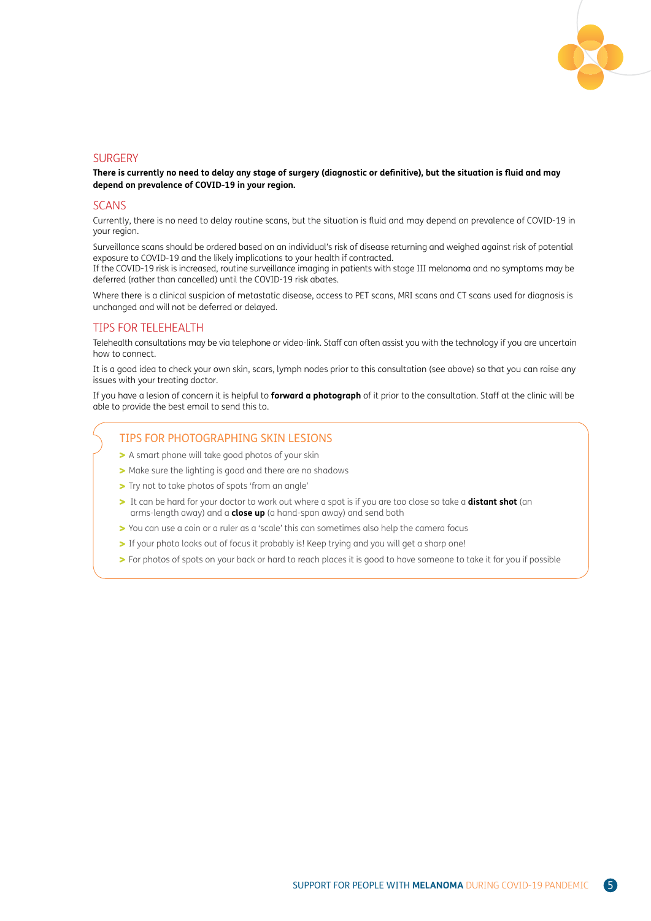## SURGERY

**There is currently no need to delay any stage of surgery (diagnostic or definitive), but the situation is fluid and may depend on prevalence of COVID-19 in your region.**

## SCANS

Currently, there is no need to delay routine scans, but the situation is fluid and may depend on prevalence of COVID-19 in your region.

Surveillance scans should be ordered based on an individual's risk of disease returning and weighed against risk of potential exposure to COVID-19 and the likely implications to your health if contracted.
If the COVID-19 risk is increased, routine surveillance imaging in patients with stage III melanoma and no symptoms may be deferred (rather than cancelled) until the COVID-19 risk abates.

Where there is a clinical suspicion of metastatic disease, access to PET scans, MRI scans and CT scans used for diagnosis is unchanged and will not be deferred or delayed.

## TIPS FOR TELEHEALTH

Telehealth consultations may be via telephone or video-link. Staff can often assist you with the technology if you are uncertain how to connect.

It is a good idea to check your own skin, scars, lymph nodes prior to this consultation (see above) so that you can raise any issues with your treating doctor.

If you have a lesion of concern it is helpful to **forward a photograph** of it prior to the consultation. Staff at the clinic will be able to provide the best email to send this to.

### TIPS FOR PHOTOGRAPHING SKIN LESIONS

- A smart phone will take good photos of your skin
- Make sure the lighting is good and there are no shadows
- Try not to take photos of spots 'from an angle'
- It can be hard for your doctor to work out where a spot is if you are too close so take a **distant shot** (an arms-length away) and a **close up** (a hand-span away) and send both
- You can use a coin or a ruler as a 'scale' this can sometimes also help the camera focus
- If your photo looks out of focus it probably is! Keep trying and you will get a sharp one!
- For photos of spots on your back or hard to reach places it is good to have someone to take it for you if possible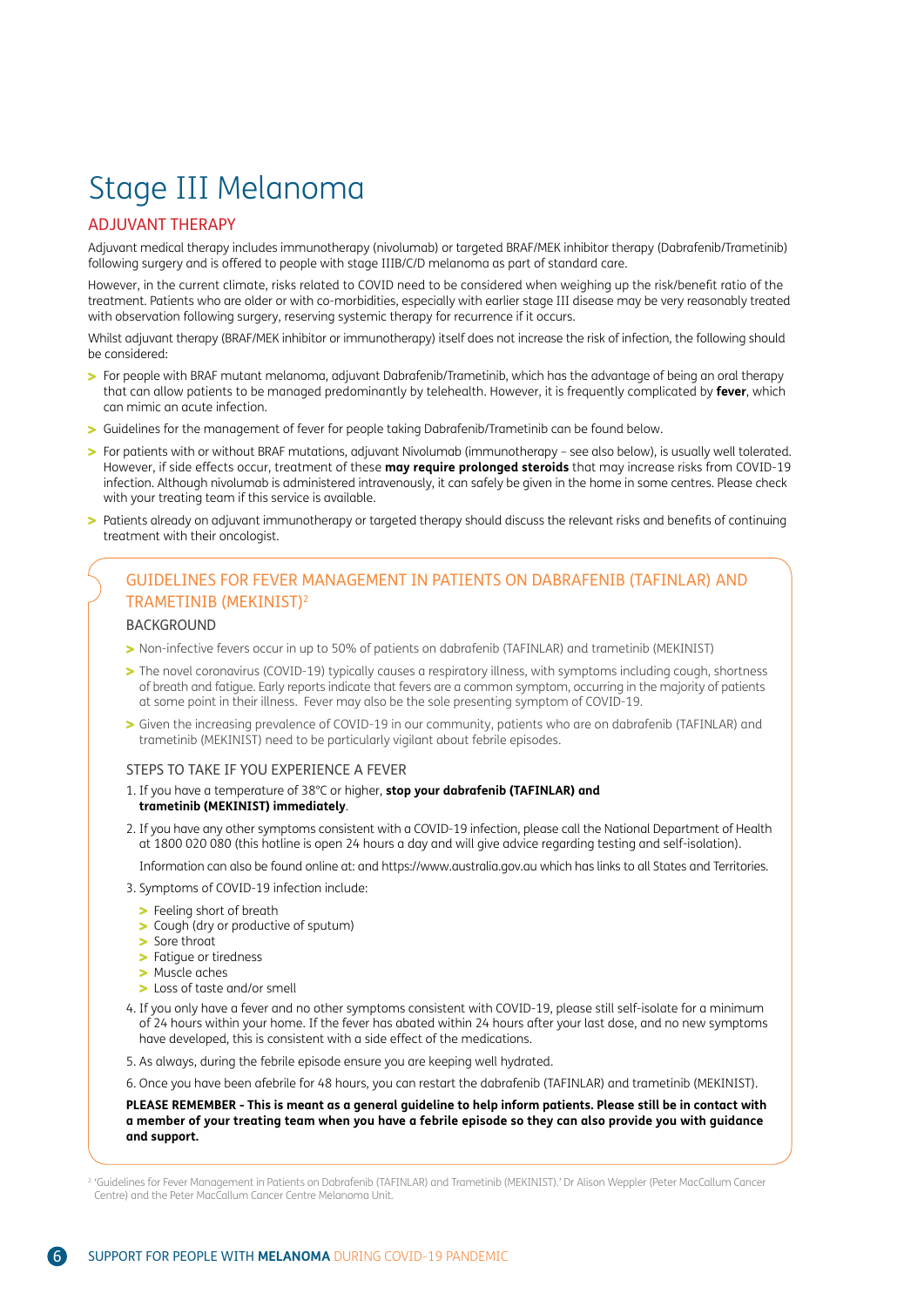# Stage III Melanoma

## ADJUVANT THERAPY

Adjuvant medical therapy includes immunotherapy (nivolumab) or targeted BRAF/MEK inhibitor therapy (Dabrafenib/Trametinib) following surgery and is offered to people with stage IIIB/C/D melanoma as part of standard care.

However, in the current climate, risks related to COVID need to be considered when weighing up the risk/benefit ratio of the treatment. Patients who are older or with co-morbidities, especially with earlier stage III disease may be very reasonably treated with observation following surgery, reserving systemic therapy for recurrence if it occurs.

Whilst adjuvant therapy (BRAF/MEK inhibitor or immunotherapy) itself does not increase the risk of infection, the following should be considered:

- For people with BRAF mutant melanoma, adjuvant Dabrafenib/Trametinib, which has the advantage of being an oral therapy that can allow patients to be managed predominantly by telehealth. However, it is frequently complicated by **fever**, which can mimic an acute infection.
- Guidelines for the management of fever for people taking Dabrafenib/Trametinib can be found below.
- For patients with or without BRAF mutations, adjuvant Nivolumab (immunotherapy – see also below), is usually well tolerated. However, if side effects occur, treatment of these **may require prolonged steroids** that may increase risks from COVID-19 infection. Although nivolumab is administered intravenously, it can safely be given in the home in some centres. Please check with your treating team if this service is available.
- Patients already on adjuvant immunotherapy or targeted therapy should discuss the relevant risks and benefits of continuing treatment with their oncologist.

### GUIDELINES FOR FEVER MANAGEMENT IN PATIENTS ON DABRAFENIB (TAFINLAR) AND TRAMETINIB (MEKINIST)[2]

#### BACKGROUND

- Non-infective fevers occur in up to 50% of patients on dabrafenib (TAFINLAR) and trametinib (MEKINIST)
- The novel coronavirus (COVID-19) typically causes a respiratory illness, with symptoms including cough, shortness of breath and fatigue. Early reports indicate that fevers are a common symptom, occurring in the majority of patients at some point in their illness. Fever may also be the sole presenting symptom of COVID-19.
- Given the increasing prevalence of COVID-19 in our community, patients who are on dabrafenib (TAFINLAR) and trametinib (MEKINIST) need to be particularly vigilant about febrile episodes.

#### STEPS TO TAKE IF YOU EXPERIENCE A FEVER

1. If you have a temperature of 38°C or higher, **stop your dabrafenib (TAFINLAR) and trametinib (MEKINIST) immediately**.
2. If you have any other symptoms consistent with a COVID-19 infection, please call the National Department of Health at 1800 020 080 (this hotline is open 24 hours a day and will give advice regarding testing and self-isolation).

   Information can also be found online at: and https://www.australia.gov.au which has links to all States and Territories.
3. Symptoms of COVID-19 infection include:
   - Feeling short of breath
   - Cough (dry or productive of sputum)
   - Sore throat
   - Fatigue or tiredness
   - Muscle aches
   - Loss of taste and/or smell
4. If you only have a fever and no other symptoms consistent with COVID-19, please still self-isolate for a minimum of 24 hours within your home. If the fever has abated within 24 hours after your last dose, and no new symptoms have developed, this is consistent with a side effect of the medications.
5. As always, during the febrile episode ensure you are keeping well hydrated.
6. Once you have been afebrile for 48 hours, you can restart the dabrafenib (TAFINLAR) and trametinib (MEKINIST).

**PLEASE REMEMBER - This is meant as a general guideline to help inform patients. Please still be in contact with a member of your treating team when you have a febrile episode so they can also provide you with guidance and support.**

[2] 'Guidelines for Fever Management in Patients on Dabrafenib (TAFINLAR) and Trametinib (MEKINIST).' Dr Alison Weppler (Peter MacCallum Cancer Centre) and the Peter MacCallum Cancer Centre Melanoma Unit.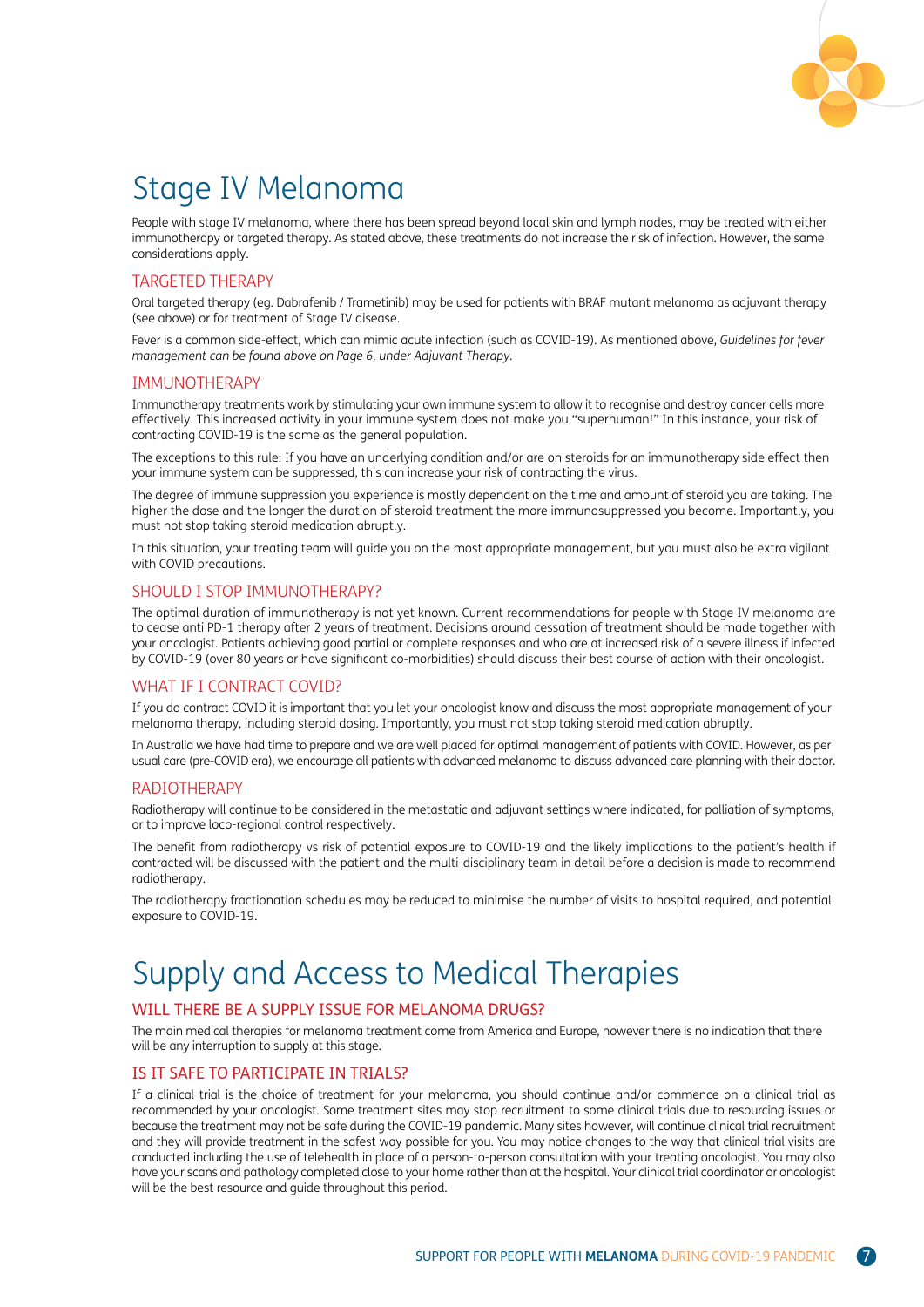# Stage IV Melanoma

People with stage IV melanoma, where there has been spread beyond local skin and lymph nodes, may be treated with either immunotherapy or targeted therapy. As stated above, these treatments do not increase the risk of infection. However, the same considerations apply.

## TARGETED THERAPY

Oral targeted therapy (eg. Dabrafenib / Trametinib) may be used for patients with BRAF mutant melanoma as adjuvant therapy (see above) or for treatment of Stage IV disease.

Fever is a common side-effect, which can mimic acute infection (such as COVID-19). As mentioned above, *Guidelines for fever management can be found above on Page 6, under Adjuvant Therapy.*

## IMMUNOTHERAPY

Immunotherapy treatments work by stimulating your own immune system to allow it to recognise and destroy cancer cells more effectively. This increased activity in your immune system does not make you "superhuman!" In this instance, your risk of contracting COVID-19 is the same as the general population.

The exceptions to this rule: If you have an underlying condition and/or are on steroids for an immunotherapy side effect then your immune system can be suppressed, this can increase your risk of contracting the virus.

The degree of immune suppression you experience is mostly dependent on the time and amount of steroid you are taking. The higher the dose and the longer the duration of steroid treatment the more immunosuppressed you become. Importantly, you must not stop taking steroid medication abruptly.

In this situation, your treating team will guide you on the most appropriate management, but you must also be extra vigilant with COVID precautions.

## SHOULD I STOP IMMUNOTHERAPY?

The optimal duration of immunotherapy is not yet known. Current recommendations for people with Stage IV melanoma are to cease anti PD-1 therapy after 2 years of treatment. Decisions around cessation of treatment should be made together with your oncologist. Patients achieving good partial or complete responses and who are at increased risk of a severe illness if infected by COVID-19 (over 80 years or have significant co-morbidities) should discuss their best course of action with their oncologist.

## WHAT IF I CONTRACT COVID?

If you do contract COVID it is important that you let your oncologist know and discuss the most appropriate management of your melanoma therapy, including steroid dosing. Importantly, you must not stop taking steroid medication abruptly.

In Australia we have had time to prepare and we are well placed for optimal management of patients with COVID. However, as per usual care (pre-COVID era), we encourage all patients with advanced melanoma to discuss advanced care planning with their doctor.

## RADIOTHERAPY

Radiotherapy will continue to be considered in the metastatic and adjuvant settings where indicated, for palliation of symptoms, or to improve loco-regional control respectively.

The benefit from radiotherapy vs risk of potential exposure to COVID-19 and the likely implications to the patient's health if contracted will be discussed with the patient and the multi-disciplinary team in detail before a decision is made to recommend radiotherapy.

The radiotherapy fractionation schedules may be reduced to minimise the number of visits to hospital required, and potential exposure to COVID-19.

# Supply and Access to Medical Therapies

## WILL THERE BE A SUPPLY ISSUE FOR MELANOMA DRUGS?

The main medical therapies for melanoma treatment come from America and Europe, however there is no indication that there will be any interruption to supply at this stage.

## IS IT SAFE TO PARTICIPATE IN TRIALS?

If a clinical trial is the choice of treatment for your melanoma, you should continue and/or commence on a clinical trial as recommended by your oncologist. Some treatment sites may stop recruitment to some clinical trials due to resourcing issues or because the treatment may not be safe during the COVID-19 pandemic. Many sites however, will continue clinical trial recruitment and they will provide treatment in the safest way possible for you. You may notice changes to the way that clinical trial visits are conducted including the use of telehealth in place of a person-to-person consultation with your treating oncologist. You may also have your scans and pathology completed close to your home rather than at the hospital. Your clinical trial coordinator or oncologist will be the best resource and guide throughout this period.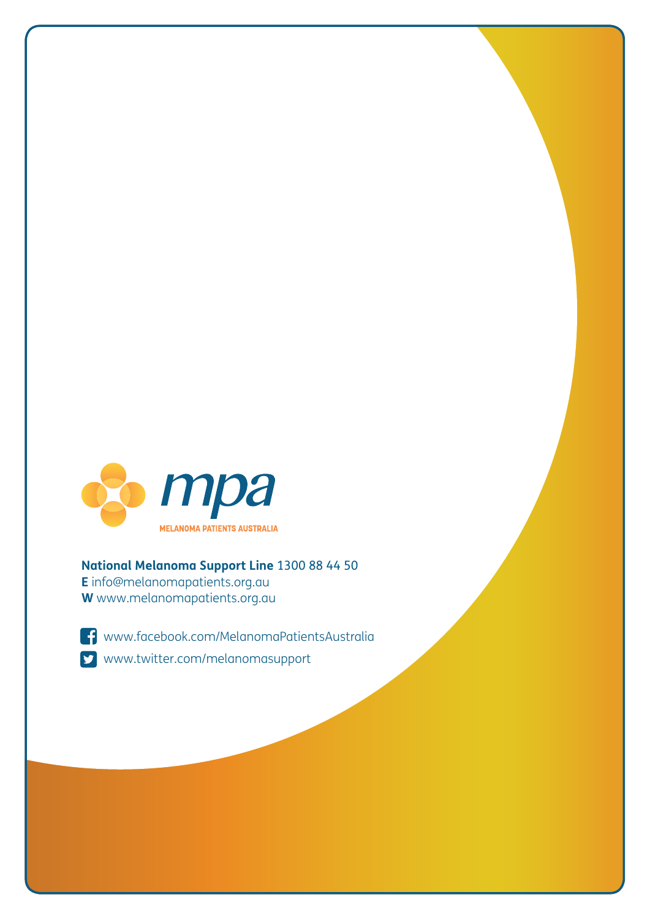mpa

MELANOMA PATIENTS AUSTRALIA

**National Melanoma Support Line** 1300 88 44 50
**E** info@melanomapatients.org.au
**W** www.melanomapatients.org.au

www.facebook.com/MelanomaPatientsAustralia

www.twitter.com/melanomasupport